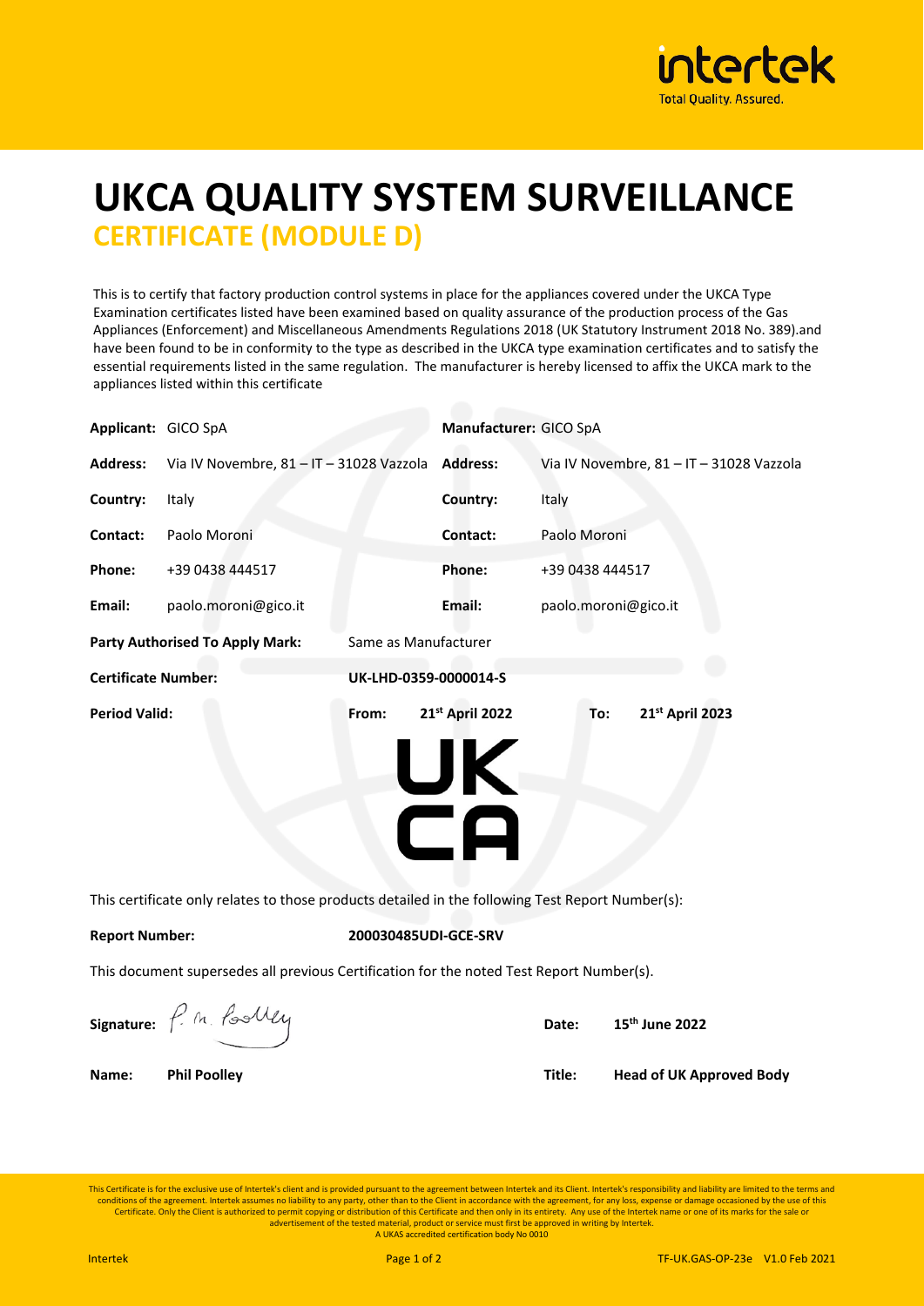# UKCA QUALITY SYSTEM SURVEILLANCE

## CERTIFICATE (MODULE D)

This is to certify that factory production control systems in place for the appliances covered under the UKCA Type Examination certificates listed have been examined based on quality assurance of the production process of the Gas Appliances (Enforcement) and Miscellaneous Amendments Regulations 2018 (UK Statutory Instrument 2018 No. 389).and have been found to be in conformity to the type as described in the UKCA type examination certificates and to satisfy the essential requirements listed in the same regulation. The manufacturer is hereby licensed to affix the UKCA mark to the appliances listed within this certificate

| | | | |
|---|---|---|---|
| **Applicant:** | GICO SpA | **Manufacturer:** | GICO SpA |
| **Address:** | Via IV Novembre, 81 – IT – 31028 Vazzola | **Address:** | Via IV Novembre, 81 – IT – 31028 Vazzola |
| **Country:** | Italy | **Country:** | Italy |
| **Contact:** | Paolo Moroni | **Contact:** | Paolo Moroni |
| **Phone:** | +39 0438 444517 | **Phone:** | +39 0438 444517 |
| **Email:** | paolo.moroni@gico.it | **Email:** | paolo.moroni@gico.it |

**Party Authorised To Apply Mark:** Same as Manufacturer

**Certificate Number:** **UK-LHD-0359-0000014-S**

**Period Valid:** **From:** **21st April 2022** **To:** **21st April 2023**

UK CA

This certificate only relates to those products detailed in the following Test Report Number(s):

**Report Number:** **200030485UDI-GCE-SRV**

This document supersedes all previous Certification for the noted Test Report Number(s).

**Signature:** P. M. Poolley **Date:** **15th June 2022**

**Name:** **Phil Poolley** **Title:** **Head of UK Approved Body**

This Certificate is for the exclusive use of Intertek's client and is provided pursuant to the agreement between Intertek and its Client. Intertek's responsibility and liability are limited to the terms and conditions of the agreement. Intertek assumes no liability to any party, other than to the Client in accordance with the agreement, for any loss, expense or damage occasioned by the use of this Certificate. Only the Client is authorized to permit copying or distribution of this Certificate and then only in its entirety. Any use of the Intertek name or one of its marks for the sale or advertisement of the tested material, product or service must first be approved in writing by Intertek.
A UKAS accredited certification body No 0010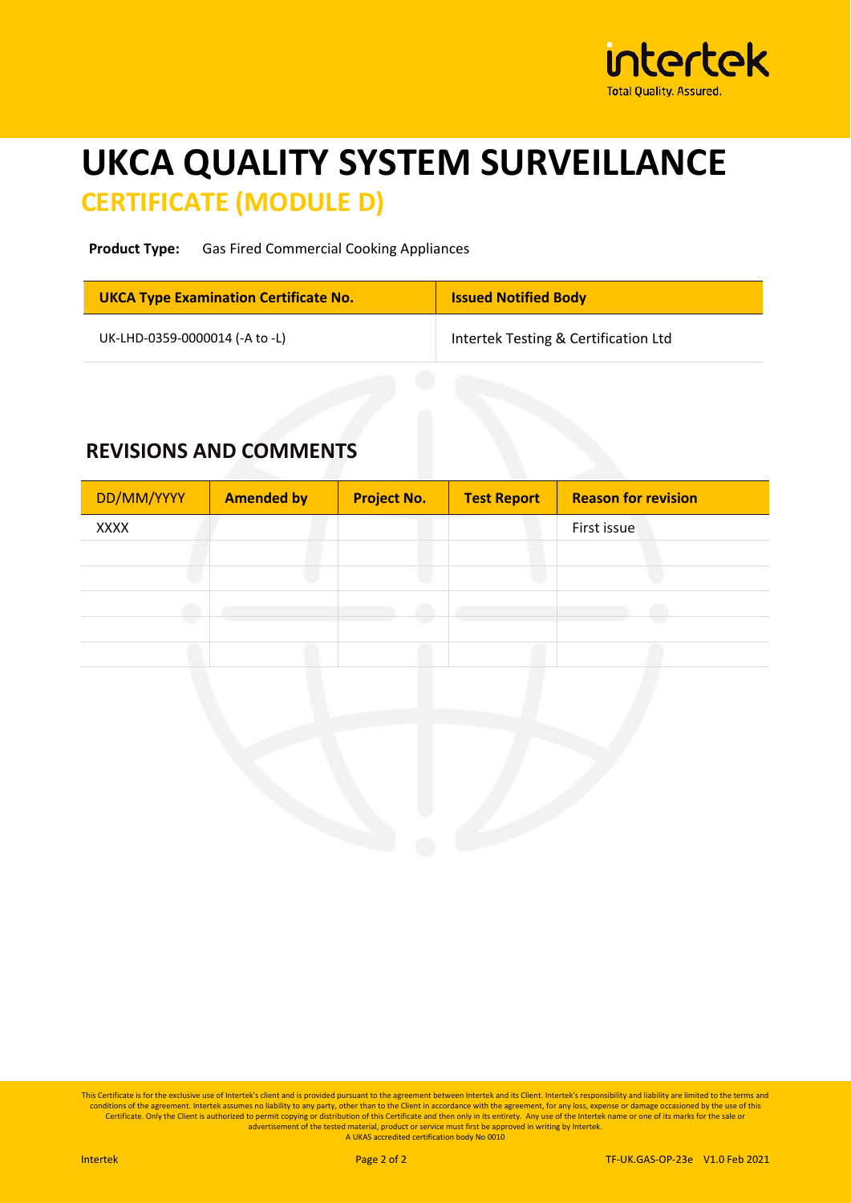# UKCA QUALITY SYSTEM SURVEILLANCE

## CERTIFICATE (MODULE D)

**Product Type:** Gas Fired Commercial Cooking Appliances

| UKCA Type Examination Certificate No. | Issued Notified Body |
|---|---|
| UK-LHD-0359-0000014 (-A to -L) | Intertek Testing & Certification Ltd |

## REVISIONS AND COMMENTS

| DD/MM/YYYY | Amended by | Project No. | Test Report | Reason for revision |
|---|---|---|---|---|
| XXXX | | | | First issue |
| | | | | |
| | | | | |
| | | | | |
| | | | | |
| | | | | |

This Certificate is for the exclusive use of Intertek's client and is provided pursuant to the agreement between Intertek and its Client. Intertek's responsibility and liability are limited to the terms and conditions of the agreement. Intertek assumes no liability to any party, other than to the Client in accordance with the agreement, for any loss, expense or damage occasioned by the use of this Certificate. Only the Client is authorized to permit copying or distribution of this Certificate and then only in its entirety. Any use of the Intertek name or one of its marks for the sale or advertisement of the tested material, product or service must first be approved in writing by Intertek.
A UKAS accredited certification body No 0010

Intertek TF-UK.GAS-OP-23e V1.0 Feb 2021